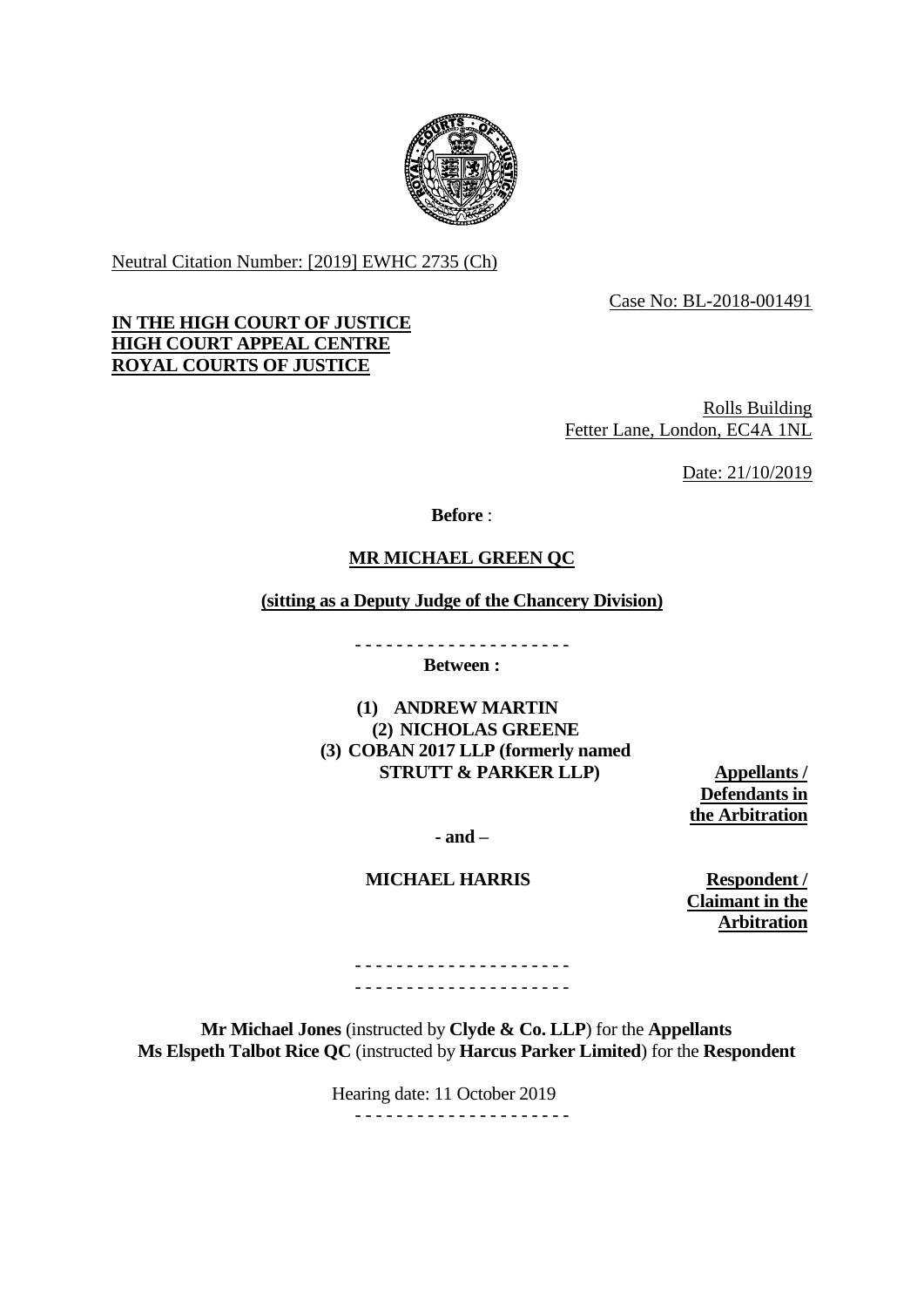Neutral Citation Number: [2019] EWHC 2735 (Ch)

Case No: BL-2018-001491

**IN THE HIGH COURT OF JUSTICE**
**HIGH COURT APPEAL CENTRE**
**ROYAL COURTS OF JUSTICE**

Rolls Building
Fetter Lane, London, EC4A 1NL

Date: 21/10/2019

**Before** :

**MR MICHAEL GREEN QC**

**(sitting as a Deputy Judge of the Chancery Division)**

- - - - - - - - - - - - - - - - - - - - -

**Between :**

**(1) ANDREW MARTIN**
**(2) NICHOLAS GREENE**
**(3) COBAN 2017 LLP (formerly named STRUTT & PARKER LLP)**

**Appellants / Defendants in the Arbitration**

**- and –**

**MICHAEL HARRIS**

**Respondent / Claimant in the Arbitration**

- - - - - - - - - - - - - - - - - - - - -
- - - - - - - - - - - - - - - - - - - - -

**Mr Michael Jones** (instructed by **Clyde & Co. LLP**) for the **Appellants**
**Ms Elspeth Talbot Rice QC** (instructed by **Harcus Parker Limited**) for the **Respondent**

Hearing date: 11 October 2019

- - - - - - - - - - - - - - - - - - - - -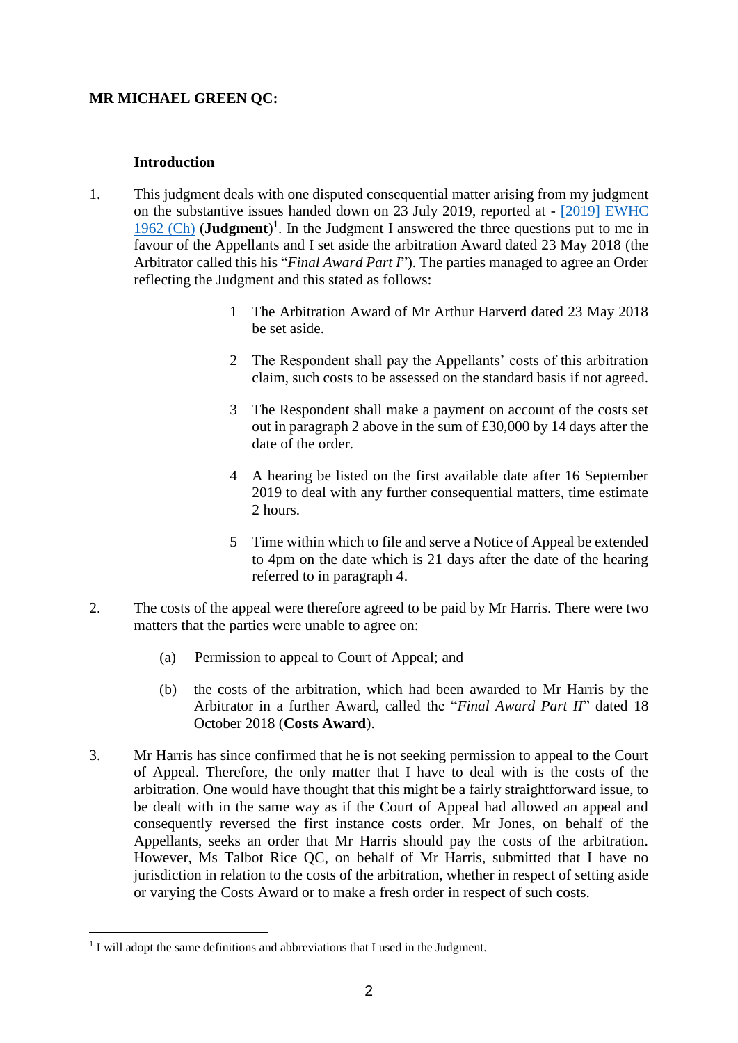**MR MICHAEL GREEN QC:**

**Introduction**

1. This judgment deals with one disputed consequential matter arising from my judgment on the substantive issues handed down on 23 July 2019, reported at - [2019] EWHC 1962 (Ch) (**Judgment**)[1]. In the Judgment I answered the three questions put to me in favour of the Appellants and I set aside the arbitration Award dated 23 May 2018 (the Arbitrator called this his "*Final Award Part I*"). The parties managed to agree an Order reflecting the Judgment and this stated as follows:

   > 1 The Arbitration Award of Mr Arthur Harverd dated 23 May 2018 be set aside.
   >
   > 2 The Respondent shall pay the Appellants' costs of this arbitration claim, such costs to be assessed on the standard basis if not agreed.
   >
   > 3 The Respondent shall make a payment on account of the costs set out in paragraph 2 above in the sum of £30,000 by 14 days after the date of the order.
   >
   > 4 A hearing be listed on the first available date after 16 September 2019 to deal with any further consequential matters, time estimate 2 hours.
   >
   > 5 Time within which to file and serve a Notice of Appeal be extended to 4pm on the date which is 21 days after the date of the hearing referred to in paragraph 4.

2. The costs of the appeal were therefore agreed to be paid by Mr Harris. There were two matters that the parties were unable to agree on:

   (a) Permission to appeal to Court of Appeal; and

   (b) the costs of the arbitration, which had been awarded to Mr Harris by the Arbitrator in a further Award, called the "*Final Award Part II*" dated 18 October 2018 (**Costs Award**).

3. Mr Harris has since confirmed that he is not seeking permission to appeal to the Court of Appeal. Therefore, the only matter that I have to deal with is the costs of the arbitration. One would have thought that this might be a fairly straightforward issue, to be dealt with in the same way as if the Court of Appeal had allowed an appeal and consequently reversed the first instance costs order. Mr Jones, on behalf of the Appellants, seeks an order that Mr Harris should pay the costs of the arbitration. However, Ms Talbot Rice QC, on behalf of Mr Harris, submitted that I have no jurisdiction in relation to the costs of the arbitration, whether in respect of setting aside or varying the Costs Award or to make a fresh order in respect of such costs.

---

[1] I will adopt the same definitions and abbreviations that I used in the Judgment.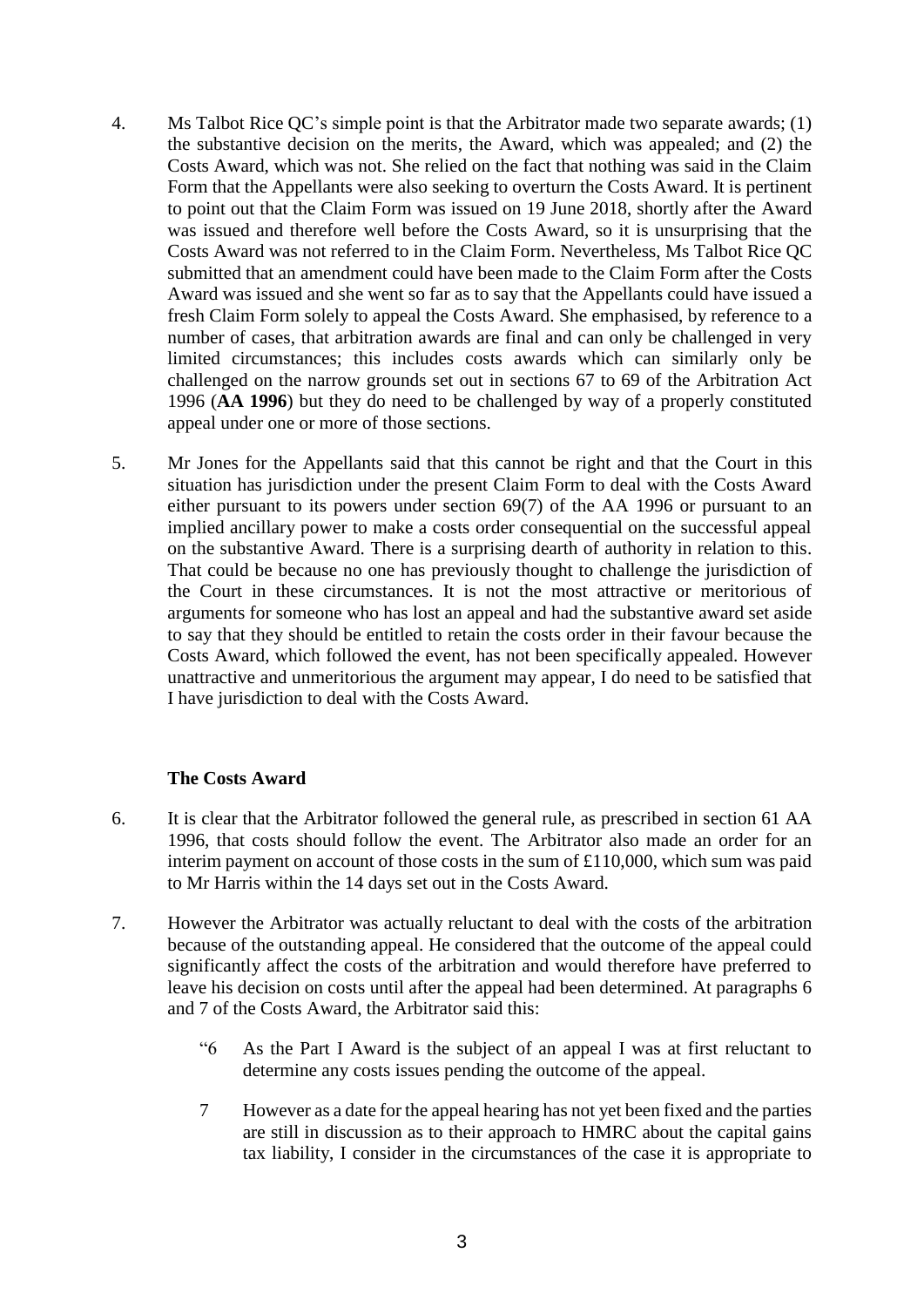4. Ms Talbot Rice QC's simple point is that the Arbitrator made two separate awards; (1) the substantive decision on the merits, the Award, which was appealed; and (2) the Costs Award, which was not. She relied on the fact that nothing was said in the Claim Form that the Appellants were also seeking to overturn the Costs Award. It is pertinent to point out that the Claim Form was issued on 19 June 2018, shortly after the Award was issued and therefore well before the Costs Award, so it is unsurprising that the Costs Award was not referred to in the Claim Form. Nevertheless, Ms Talbot Rice QC submitted that an amendment could have been made to the Claim Form after the Costs Award was issued and she went so far as to say that the Appellants could have issued a fresh Claim Form solely to appeal the Costs Award. She emphasised, by reference to a number of cases, that arbitration awards are final and can only be challenged in very limited circumstances; this includes costs awards which can similarly only be challenged on the narrow grounds set out in sections 67 to 69 of the Arbitration Act 1996 (**AA 1996**) but they do need to be challenged by way of a properly constituted appeal under one or more of those sections.

5. Mr Jones for the Appellants said that this cannot be right and that the Court in this situation has jurisdiction under the present Claim Form to deal with the Costs Award either pursuant to its powers under section 69(7) of the AA 1996 or pursuant to an implied ancillary power to make a costs order consequential on the successful appeal on the substantive Award. There is a surprising dearth of authority in relation to this. That could be because no one has previously thought to challenge the jurisdiction of the Court in these circumstances. It is not the most attractive or meritorious of arguments for someone who has lost an appeal and had the substantive award set aside to say that they should be entitled to retain the costs order in their favour because the Costs Award, which followed the event, has not been specifically appealed. However unattractive and unmeritorious the argument may appear, I do need to be satisfied that I have jurisdiction to deal with the Costs Award.

### The Costs Award

6. It is clear that the Arbitrator followed the general rule, as prescribed in section 61 AA 1996, that costs should follow the event. The Arbitrator also made an order for an interim payment on account of those costs in the sum of £110,000, which sum was paid to Mr Harris within the 14 days set out in the Costs Award.

7. However the Arbitrator was actually reluctant to deal with the costs of the arbitration because of the outstanding appeal. He considered that the outcome of the appeal could significantly affect the costs of the arbitration and would therefore have preferred to leave his decision on costs until after the appeal had been determined. At paragraphs 6 and 7 of the Costs Award, the Arbitrator said this:

> "6 As the Part I Award is the subject of an appeal I was at first reluctant to determine any costs issues pending the outcome of the appeal.
>
> 7 However as a date for the appeal hearing has not yet been fixed and the parties are still in discussion as to their approach to HMRC about the capital gains tax liability, I consider in the circumstances of the case it is appropriate to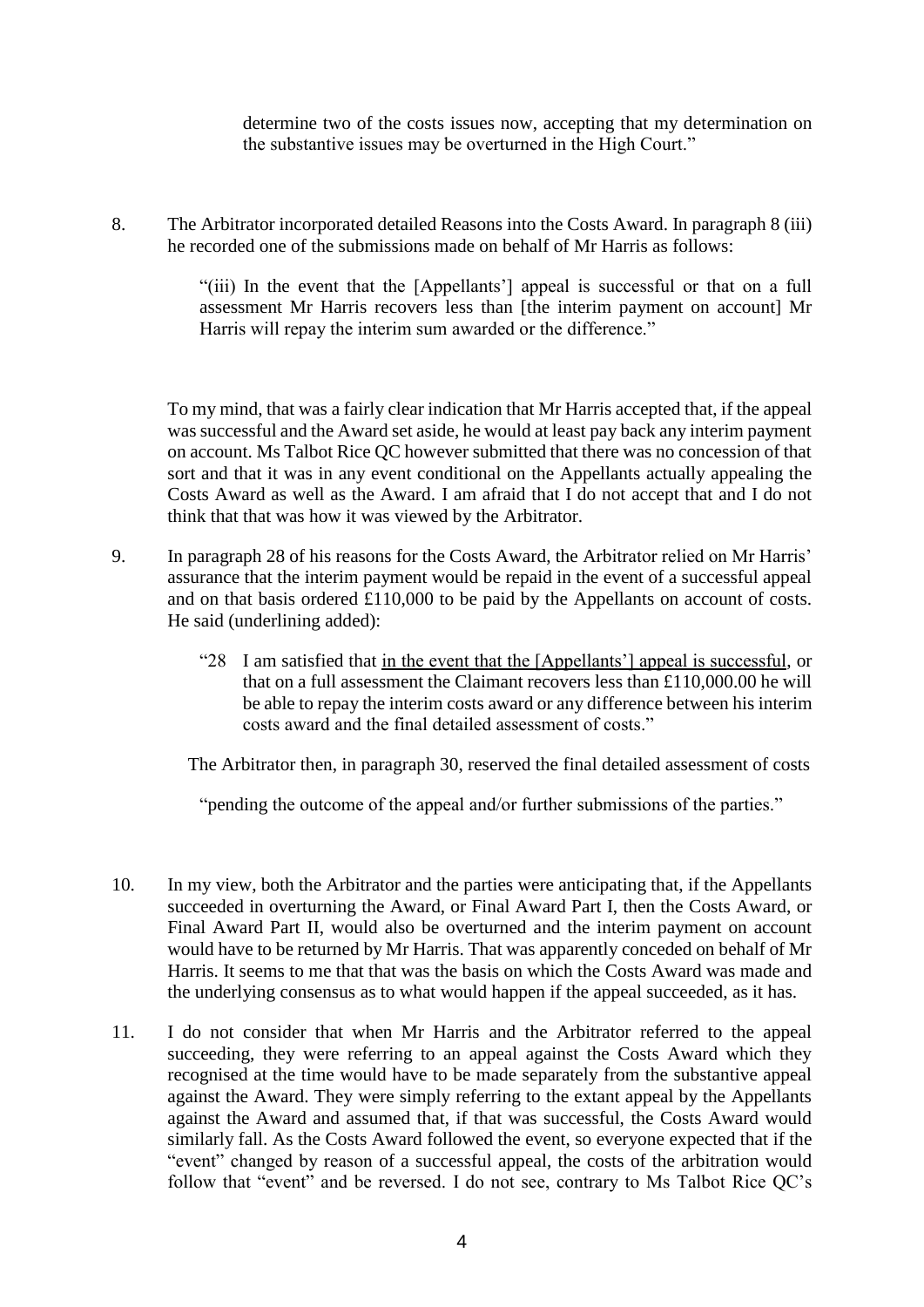> determine two of the costs issues now, accepting that my determination on the substantive issues may be overturned in the High Court."

8. The Arbitrator incorporated detailed Reasons into the Costs Award. In paragraph 8 (iii) he recorded one of the submissions made on behalf of Mr Harris as follows:

> "(iii) In the event that the [Appellants'] appeal is successful or that on a full assessment Mr Harris recovers less than [the interim payment on account] Mr Harris will repay the interim sum awarded or the difference."

To my mind, that was a fairly clear indication that Mr Harris accepted that, if the appeal was successful and the Award set aside, he would at least pay back any interim payment on account. Ms Talbot Rice QC however submitted that there was no concession of that sort and that it was in any event conditional on the Appellants actually appealing the Costs Award as well as the Award. I am afraid that I do not accept that and I do not think that that was how it was viewed by the Arbitrator.

9. In paragraph 28 of his reasons for the Costs Award, the Arbitrator relied on Mr Harris' assurance that the interim payment would be repaid in the event of a successful appeal and on that basis ordered £110,000 to be paid by the Appellants on account of costs. He said (underlining added):

> "28 I am satisfied that <u>in the event that the [Appellants'] appeal is successful</u>, or that on a full assessment the Claimant recovers less than £110,000.00 he will be able to repay the interim costs award or any difference between his interim costs award and the final detailed assessment of costs."

The Arbitrator then, in paragraph 30, reserved the final detailed assessment of costs

> "pending the outcome of the appeal and/or further submissions of the parties."

10. In my view, both the Arbitrator and the parties were anticipating that, if the Appellants succeeded in overturning the Award, or Final Award Part I, then the Costs Award, or Final Award Part II, would also be overturned and the interim payment on account would have to be returned by Mr Harris. That was apparently conceded on behalf of Mr Harris. It seems to me that that was the basis on which the Costs Award was made and the underlying consensus as to what would happen if the appeal succeeded, as it has.

11. I do not consider that when Mr Harris and the Arbitrator referred to the appeal succeeding, they were referring to an appeal against the Costs Award which they recognised at the time would have to be made separately from the substantive appeal against the Award. They were simply referring to the extant appeal by the Appellants against the Award and assumed that, if that was successful, the Costs Award would similarly fall. As the Costs Award followed the event, so everyone expected that if the "event" changed by reason of a successful appeal, the costs of the arbitration would follow that "event" and be reversed. I do not see, contrary to Ms Talbot Rice QC's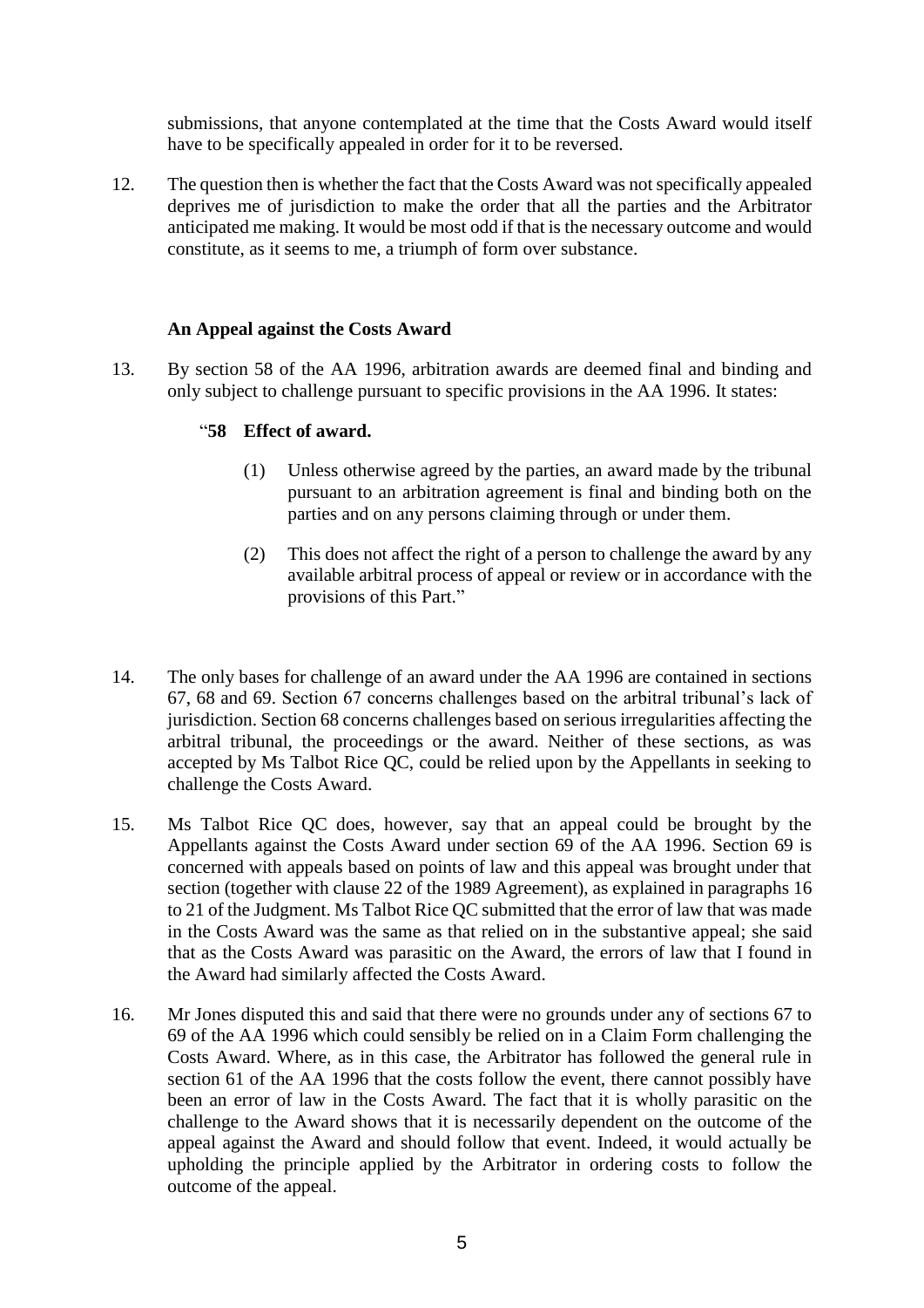submissions, that anyone contemplated at the time that the Costs Award would itself have to be specifically appealed in order for it to be reversed.

12. The question then is whether the fact that the Costs Award was not specifically appealed deprives me of jurisdiction to make the order that all the parties and the Arbitrator anticipated me making. It would be most odd if that is the necessary outcome and would constitute, as it seems to me, a triumph of form over substance.

**An Appeal against the Costs Award**

13. By section 58 of the AA 1996, arbitration awards are deemed final and binding and only subject to challenge pursuant to specific provisions in the AA 1996. It states:

   "**58 Effect of award.**

   (1) Unless otherwise agreed by the parties, an award made by the tribunal pursuant to an arbitration agreement is final and binding both on the parties and on any persons claiming through or under them.

   (2) This does not affect the right of a person to challenge the award by any available arbitral process of appeal or review or in accordance with the provisions of this Part."

14. The only bases for challenge of an award under the AA 1996 are contained in sections 67, 68 and 69. Section 67 concerns challenges based on the arbitral tribunal's lack of jurisdiction. Section 68 concerns challenges based on serious irregularities affecting the arbitral tribunal, the proceedings or the award. Neither of these sections, as was accepted by Ms Talbot Rice QC, could be relied upon by the Appellants in seeking to challenge the Costs Award.

15. Ms Talbot Rice QC does, however, say that an appeal could be brought by the Appellants against the Costs Award under section 69 of the AA 1996. Section 69 is concerned with appeals based on points of law and this appeal was brought under that section (together with clause 22 of the 1989 Agreement), as explained in paragraphs 16 to 21 of the Judgment. Ms Talbot Rice QC submitted that the error of law that was made in the Costs Award was the same as that relied on in the substantive appeal; she said that as the Costs Award was parasitic on the Award, the errors of law that I found in the Award had similarly affected the Costs Award.

16. Mr Jones disputed this and said that there were no grounds under any of sections 67 to 69 of the AA 1996 which could sensibly be relied on in a Claim Form challenging the Costs Award. Where, as in this case, the Arbitrator has followed the general rule in section 61 of the AA 1996 that the costs follow the event, there cannot possibly have been an error of law in the Costs Award. The fact that it is wholly parasitic on the challenge to the Award shows that it is necessarily dependent on the outcome of the appeal against the Award and should follow that event. Indeed, it would actually be upholding the principle applied by the Arbitrator in ordering costs to follow the outcome of the appeal.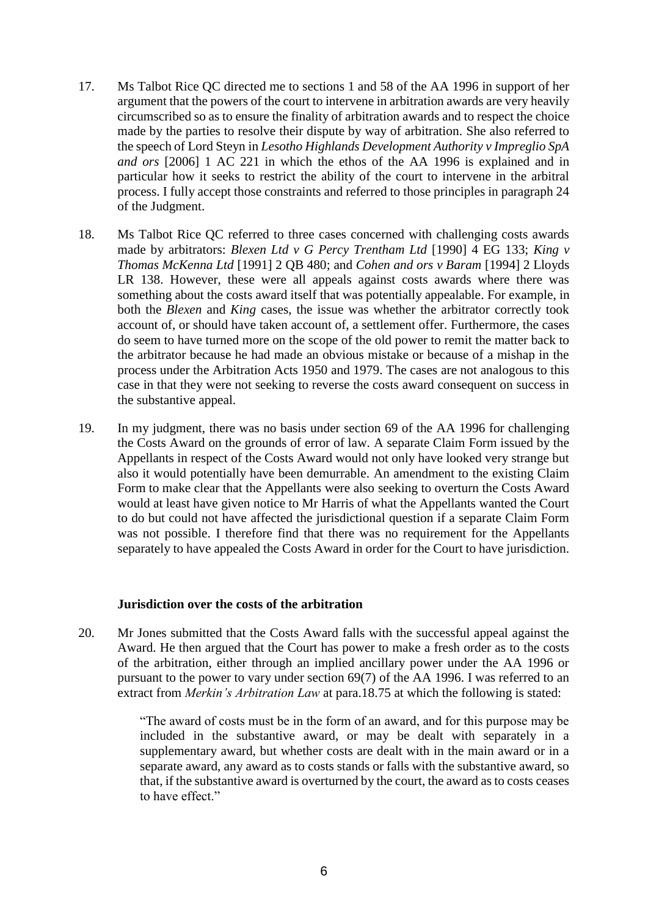17. Ms Talbot Rice QC directed me to sections 1 and 58 of the AA 1996 in support of her argument that the powers of the court to intervene in arbitration awards are very heavily circumscribed so as to ensure the finality of arbitration awards and to respect the choice made by the parties to resolve their dispute by way of arbitration. She also referred to the speech of Lord Steyn in *Lesotho Highlands Development Authority v Impreglio SpA and ors* [2006] 1 AC 221 in which the ethos of the AA 1996 is explained and in particular how it seeks to restrict the ability of the court to intervene in the arbitral process. I fully accept those constraints and referred to those principles in paragraph 24 of the Judgment.

18. Ms Talbot Rice QC referred to three cases concerned with challenging costs awards made by arbitrators: *Blexen Ltd v G Percy Trentham Ltd* [1990] 4 EG 133; *King v Thomas McKenna Ltd* [1991] 2 QB 480; and *Cohen and ors v Baram* [1994] 2 Lloyds LR 138. However, these were all appeals against costs awards where there was something about the costs award itself that was potentially appealable. For example, in both the *Blexen* and *King* cases, the issue was whether the arbitrator correctly took account of, or should have taken account of, a settlement offer. Furthermore, the cases do seem to have turned more on the scope of the old power to remit the matter back to the arbitrator because he had made an obvious mistake or because of a mishap in the process under the Arbitration Acts 1950 and 1979. The cases are not analogous to this case in that they were not seeking to reverse the costs award consequent on success in the substantive appeal.

19. In my judgment, there was no basis under section 69 of the AA 1996 for challenging the Costs Award on the grounds of error of law. A separate Claim Form issued by the Appellants in respect of the Costs Award would not only have looked very strange but also it would potentially have been demurrable. An amendment to the existing Claim Form to make clear that the Appellants were also seeking to overturn the Costs Award would at least have given notice to Mr Harris of what the Appellants wanted the Court to do but could not have affected the jurisdictional question if a separate Claim Form was not possible. I therefore find that there was no requirement for the Appellants separately to have appealed the Costs Award in order for the Court to have jurisdiction.

### Jurisdiction over the costs of the arbitration

20. Mr Jones submitted that the Costs Award falls with the successful appeal against the Award. He then argued that the Court has power to make a fresh order as to the costs of the arbitration, either through an implied ancillary power under the AA 1996 or pursuant to the power to vary under section 69(7) of the AA 1996. I was referred to an extract from *Merkin's Arbitration Law* at para.18.75 at which the following is stated:

> "The award of costs must be in the form of an award, and for this purpose may be included in the substantive award, or may be dealt with separately in a supplementary award, but whether costs are dealt with in the main award or in a separate award, any award as to costs stands or falls with the substantive award, so that, if the substantive award is overturned by the court, the award as to costs ceases to have effect."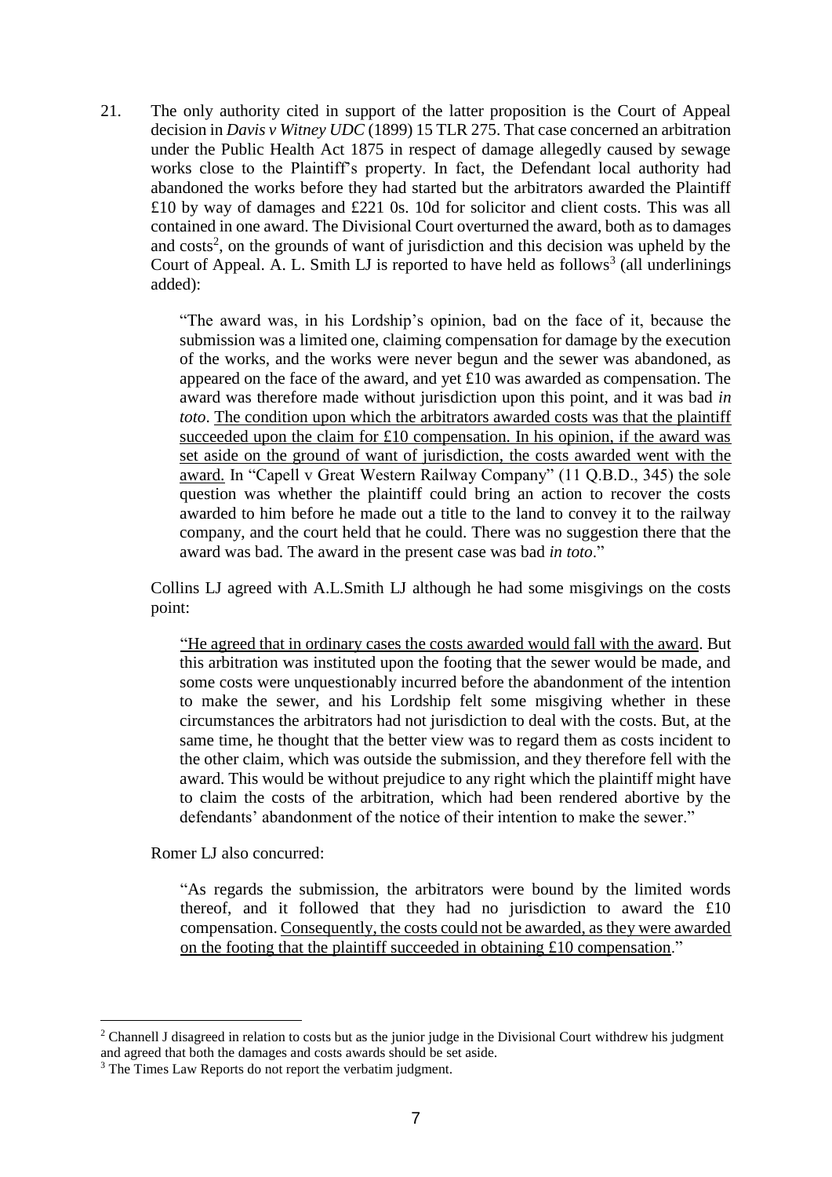21. The only authority cited in support of the latter proposition is the Court of Appeal decision in *Davis v Witney UDC* (1899) 15 TLR 275. That case concerned an arbitration under the Public Health Act 1875 in respect of damage allegedly caused by sewage works close to the Plaintiff's property. In fact, the Defendant local authority had abandoned the works before they had started but the arbitrators awarded the Plaintiff £10 by way of damages and £221 0s. 10d for solicitor and client costs. This was all contained in one award. The Divisional Court overturned the award, both as to damages and costs[2], on the grounds of want of jurisdiction and this decision was upheld by the Court of Appeal. A. L. Smith LJ is reported to have held as follows[3] (all underlinings added):

> "The award was, in his Lordship's opinion, bad on the face of it, because the submission was a limited one, claiming compensation for damage by the execution of the works, and the works were never begun and the sewer was abandoned, as appeared on the face of the award, and yet £10 was awarded as compensation. The award was therefore made without jurisdiction upon this point, and it was bad *in toto*. <u>The condition upon which the arbitrators awarded costs was that the plaintiff succeeded upon the claim for £10 compensation. In his opinion, if the award was set aside on the ground of want of jurisdiction, the costs awarded went with the award.</u> In "Capell v Great Western Railway Company" (11 Q.B.D., 345) the sole question was whether the plaintiff could bring an action to recover the costs awarded to him before he made out a title to the land to convey it to the railway company, and the court held that he could. There was no suggestion there that the award was bad. The award in the present case was bad *in toto*."

Collins LJ agreed with A.L.Smith LJ although he had some misgivings on the costs point:

> "<u>He agreed that in ordinary cases the costs awarded would fall with the award</u>. But this arbitration was instituted upon the footing that the sewer would be made, and some costs were unquestionably incurred before the abandonment of the intention to make the sewer, and his Lordship felt some misgiving whether in these circumstances the arbitrators had not jurisdiction to deal with the costs. But, at the same time, he thought that the better view was to regard them as costs incident to the other claim, which was outside the submission, and they therefore fell with the award. This would be without prejudice to any right which the plaintiff might have to claim the costs of the arbitration, which had been rendered abortive by the defendants' abandonment of the notice of their intention to make the sewer."

Romer LJ also concurred:

> "As regards the submission, the arbitrators were bound by the limited words thereof, and it followed that they had no jurisdiction to award the £10 compensation. <u>Consequently, the costs could not be awarded, as they were awarded on the footing that the plaintiff succeeded in obtaining £10 compensation</u>."

---

[2] Channell J disagreed in relation to costs but as the junior judge in the Divisional Court withdrew his judgment and agreed that both the damages and costs awards should be set aside.

[3] The Times Law Reports do not report the verbatim judgment.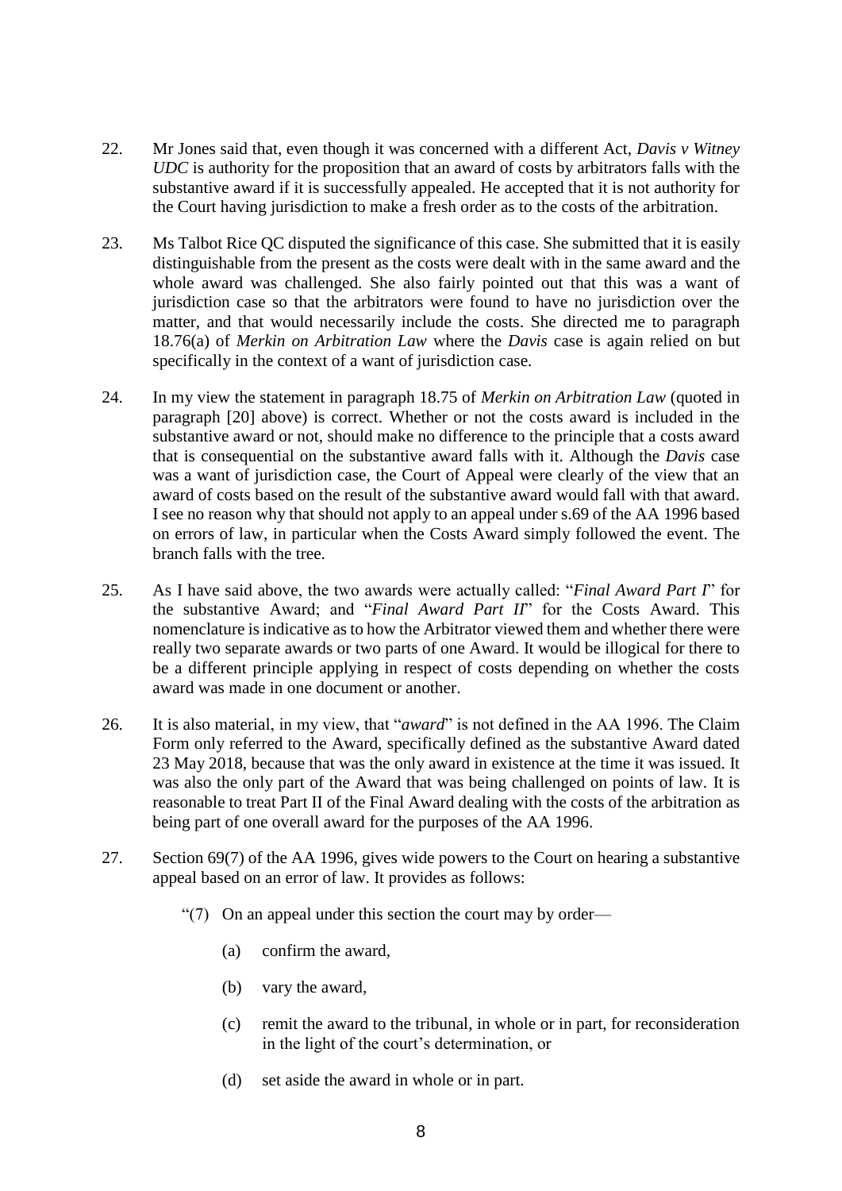22. Mr Jones said that, even though it was concerned with a different Act, *Davis v Witney UDC* is authority for the proposition that an award of costs by arbitrators falls with the substantive award if it is successfully appealed. He accepted that it is not authority for the Court having jurisdiction to make a fresh order as to the costs of the arbitration.

23. Ms Talbot Rice QC disputed the significance of this case. She submitted that it is easily distinguishable from the present as the costs were dealt with in the same award and the whole award was challenged. She also fairly pointed out that this was a want of jurisdiction case so that the arbitrators were found to have no jurisdiction over the matter, and that would necessarily include the costs. She directed me to paragraph 18.76(a) of *Merkin on Arbitration Law* where the *Davis* case is again relied on but specifically in the context of a want of jurisdiction case.

24. In my view the statement in paragraph 18.75 of *Merkin on Arbitration Law* (quoted in paragraph [20] above) is correct. Whether or not the costs award is included in the substantive award or not, should make no difference to the principle that a costs award that is consequential on the substantive award falls with it. Although the *Davis* case was a want of jurisdiction case, the Court of Appeal were clearly of the view that an award of costs based on the result of the substantive award would fall with that award. I see no reason why that should not apply to an appeal under s.69 of the AA 1996 based on errors of law, in particular when the Costs Award simply followed the event. The branch falls with the tree.

25. As I have said above, the two awards were actually called: "*Final Award Part I*" for the substantive Award; and "*Final Award Part II*" for the Costs Award. This nomenclature is indicative as to how the Arbitrator viewed them and whether there were really two separate awards or two parts of one Award. It would be illogical for there to be a different principle applying in respect of costs depending on whether the costs award was made in one document or another.

26. It is also material, in my view, that "*award*" is not defined in the AA 1996. The Claim Form only referred to the Award, specifically defined as the substantive Award dated 23 May 2018, because that was the only award in existence at the time it was issued. It was also the only part of the Award that was being challenged on points of law. It is reasonable to treat Part II of the Final Award dealing with the costs of the arbitration as being part of one overall award for the purposes of the AA 1996.

27. Section 69(7) of the AA 1996, gives wide powers to the Court on hearing a substantive appeal based on an error of law. It provides as follows:

    "(7) On an appeal under this section the court may by order—

    (a) confirm the award,

    (b) vary the award,

    (c) remit the award to the tribunal, in whole or in part, for reconsideration in the light of the court's determination, or

    (d) set aside the award in whole or in part.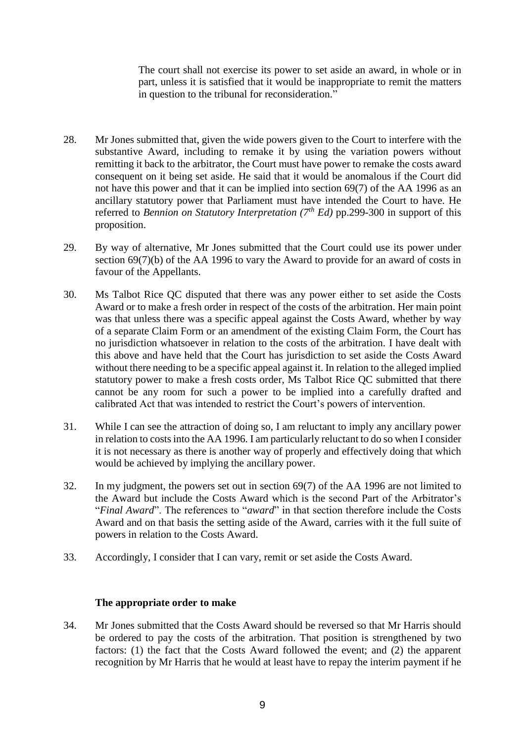> The court shall not exercise its power to set aside an award, in whole or in part, unless it is satisfied that it would be inappropriate to remit the matters in question to the tribunal for reconsideration."

28. Mr Jones submitted that, given the wide powers given to the Court to interfere with the substantive Award, including to remake it by using the variation powers without remitting it back to the arbitrator, the Court must have power to remake the costs award consequent on it being set aside. He said that it would be anomalous if the Court did not have this power and that it can be implied into section 69(7) of the AA 1996 as an ancillary statutory power that Parliament must have intended the Court to have. He referred to *Bennion on Statutory Interpretation (7th Ed)* pp.299-300 in support of this proposition.

29. By way of alternative, Mr Jones submitted that the Court could use its power under section 69(7)(b) of the AA 1996 to vary the Award to provide for an award of costs in favour of the Appellants.

30. Ms Talbot Rice QC disputed that there was any power either to set aside the Costs Award or to make a fresh order in respect of the costs of the arbitration. Her main point was that unless there was a specific appeal against the Costs Award, whether by way of a separate Claim Form or an amendment of the existing Claim Form, the Court has no jurisdiction whatsoever in relation to the costs of the arbitration. I have dealt with this above and have held that the Court has jurisdiction to set aside the Costs Award without there needing to be a specific appeal against it. In relation to the alleged implied statutory power to make a fresh costs order, Ms Talbot Rice QC submitted that there cannot be any room for such a power to be implied into a carefully drafted and calibrated Act that was intended to restrict the Court's powers of intervention.

31. While I can see the attraction of doing so, I am reluctant to imply any ancillary power in relation to costs into the AA 1996. I am particularly reluctant to do so when I consider it is not necessary as there is another way of properly and effectively doing that which would be achieved by implying the ancillary power.

32. In my judgment, the powers set out in section 69(7) of the AA 1996 are not limited to the Award but include the Costs Award which is the second Part of the Arbitrator's "*Final Award*". The references to "*award*" in that section therefore include the Costs Award and on that basis the setting aside of the Award, carries with it the full suite of powers in relation to the Costs Award.

33. Accordingly, I consider that I can vary, remit or set aside the Costs Award.

### The appropriate order to make

34. Mr Jones submitted that the Costs Award should be reversed so that Mr Harris should be ordered to pay the costs of the arbitration. That position is strengthened by two factors: (1) the fact that the Costs Award followed the event; and (2) the apparent recognition by Mr Harris that he would at least have to repay the interim payment if he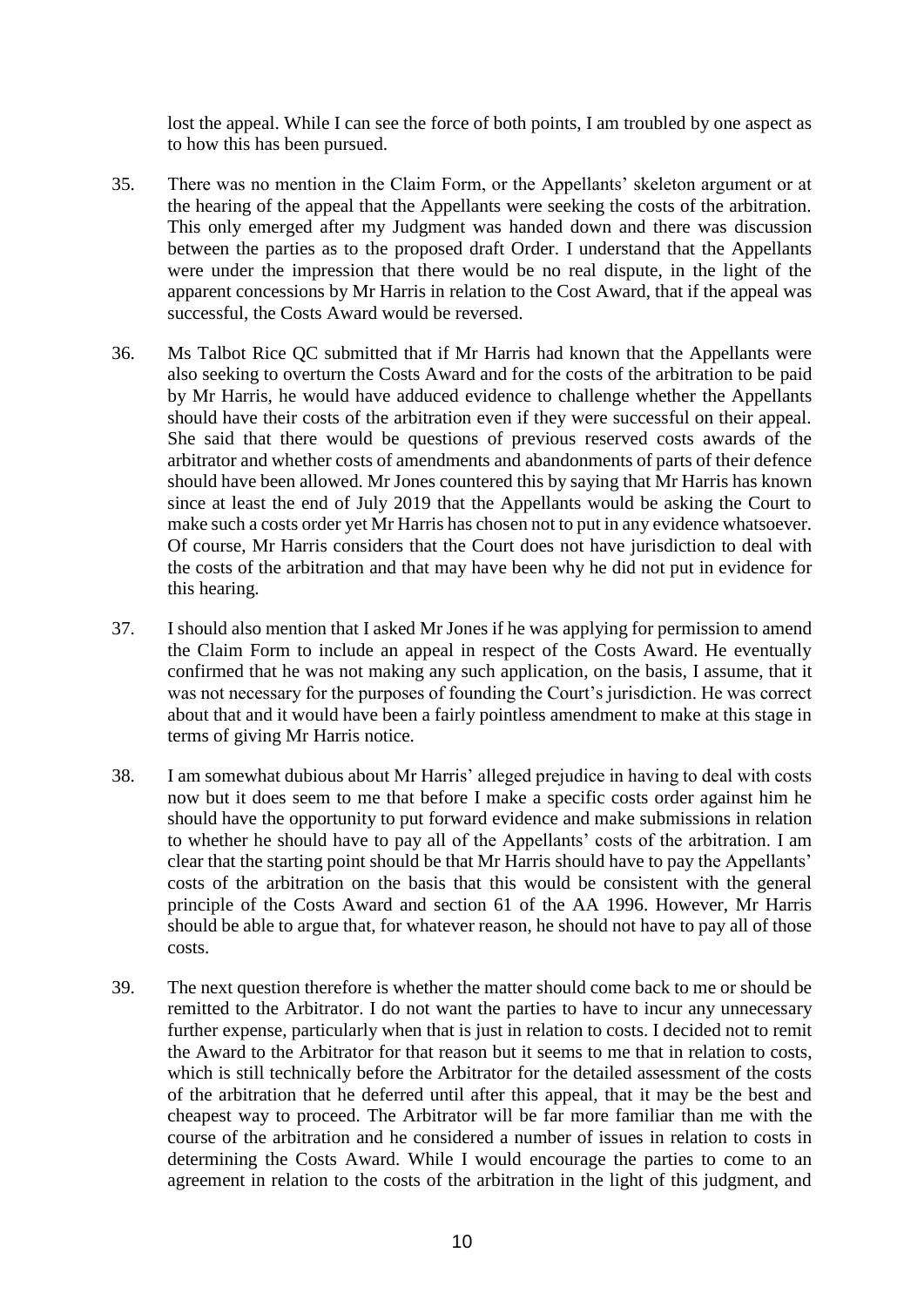lost the appeal. While I can see the force of both points, I am troubled by one aspect as to how this has been pursued.

35. There was no mention in the Claim Form, or the Appellants' skeleton argument or at the hearing of the appeal that the Appellants were seeking the costs of the arbitration. This only emerged after my Judgment was handed down and there was discussion between the parties as to the proposed draft Order. I understand that the Appellants were under the impression that there would be no real dispute, in the light of the apparent concessions by Mr Harris in relation to the Cost Award, that if the appeal was successful, the Costs Award would be reversed.

36. Ms Talbot Rice QC submitted that if Mr Harris had known that the Appellants were also seeking to overturn the Costs Award and for the costs of the arbitration to be paid by Mr Harris, he would have adduced evidence to challenge whether the Appellants should have their costs of the arbitration even if they were successful on their appeal. She said that there would be questions of previous reserved costs awards of the arbitrator and whether costs of amendments and abandonments of parts of their defence should have been allowed. Mr Jones countered this by saying that Mr Harris has known since at least the end of July 2019 that the Appellants would be asking the Court to make such a costs order yet Mr Harris has chosen not to put in any evidence whatsoever. Of course, Mr Harris considers that the Court does not have jurisdiction to deal with the costs of the arbitration and that may have been why he did not put in evidence for this hearing.

37. I should also mention that I asked Mr Jones if he was applying for permission to amend the Claim Form to include an appeal in respect of the Costs Award. He eventually confirmed that he was not making any such application, on the basis, I assume, that it was not necessary for the purposes of founding the Court's jurisdiction. He was correct about that and it would have been a fairly pointless amendment to make at this stage in terms of giving Mr Harris notice.

38. I am somewhat dubious about Mr Harris' alleged prejudice in having to deal with costs now but it does seem to me that before I make a specific costs order against him he should have the opportunity to put forward evidence and make submissions in relation to whether he should have to pay all of the Appellants' costs of the arbitration. I am clear that the starting point should be that Mr Harris should have to pay the Appellants' costs of the arbitration on the basis that this would be consistent with the general principle of the Costs Award and section 61 of the AA 1996. However, Mr Harris should be able to argue that, for whatever reason, he should not have to pay all of those costs.

39. The next question therefore is whether the matter should come back to me or should be remitted to the Arbitrator. I do not want the parties to have to incur any unnecessary further expense, particularly when that is just in relation to costs. I decided not to remit the Award to the Arbitrator for that reason but it seems to me that in relation to costs, which is still technically before the Arbitrator for the detailed assessment of the costs of the arbitration that he deferred until after this appeal, that it may be the best and cheapest way to proceed. The Arbitrator will be far more familiar than me with the course of the arbitration and he considered a number of issues in relation to costs in determining the Costs Award. While I would encourage the parties to come to an agreement in relation to the costs of the arbitration in the light of this judgment, and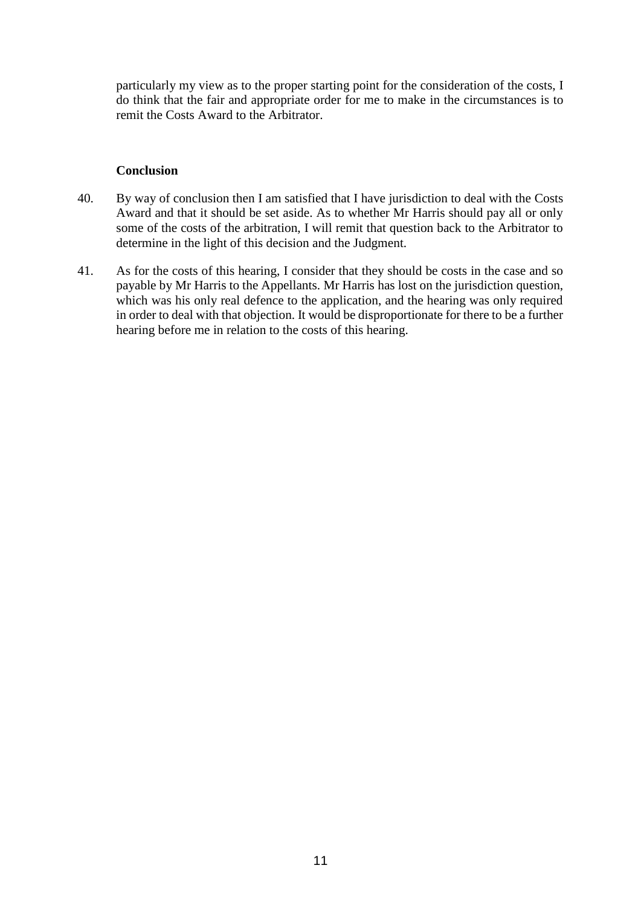particularly my view as to the proper starting point for the consideration of the costs, I do think that the fair and appropriate order for me to make in the circumstances is to remit the Costs Award to the Arbitrator.

**Conclusion**

40. By way of conclusion then I am satisfied that I have jurisdiction to deal with the Costs Award and that it should be set aside. As to whether Mr Harris should pay all or only some of the costs of the arbitration, I will remit that question back to the Arbitrator to determine in the light of this decision and the Judgment.

41. As for the costs of this hearing, I consider that they should be costs in the case and so payable by Mr Harris to the Appellants. Mr Harris has lost on the jurisdiction question, which was his only real defence to the application, and the hearing was only required in order to deal with that objection. It would be disproportionate for there to be a further hearing before me in relation to the costs of this hearing.